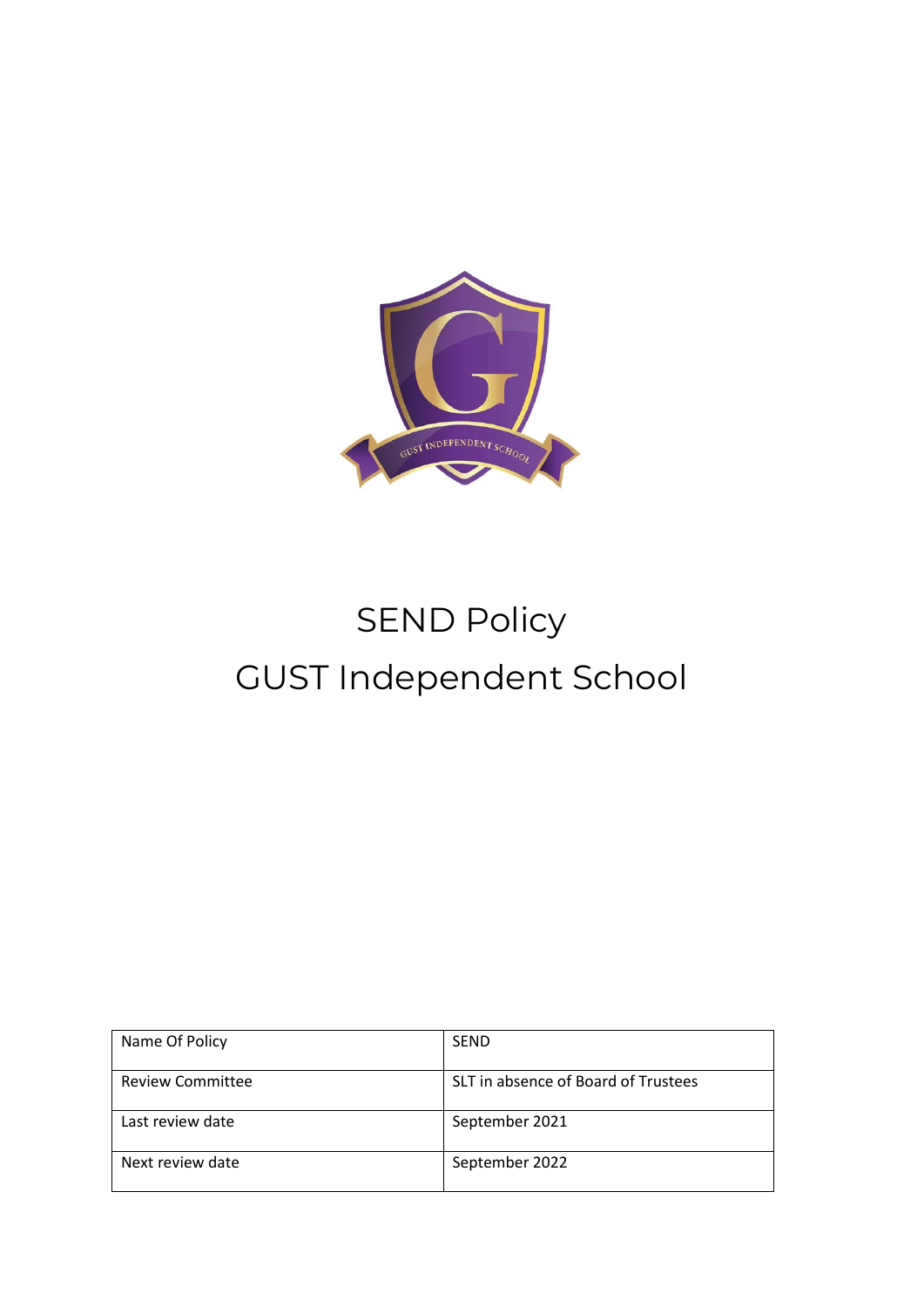# SEND Policy

# GUST Independent School

| Name Of Policy | SEND |
|---|---|
| Review Committee | SLT in absence of Board of Trustees |
| Last review date | September 2021 |
| Next review date | September 2022 |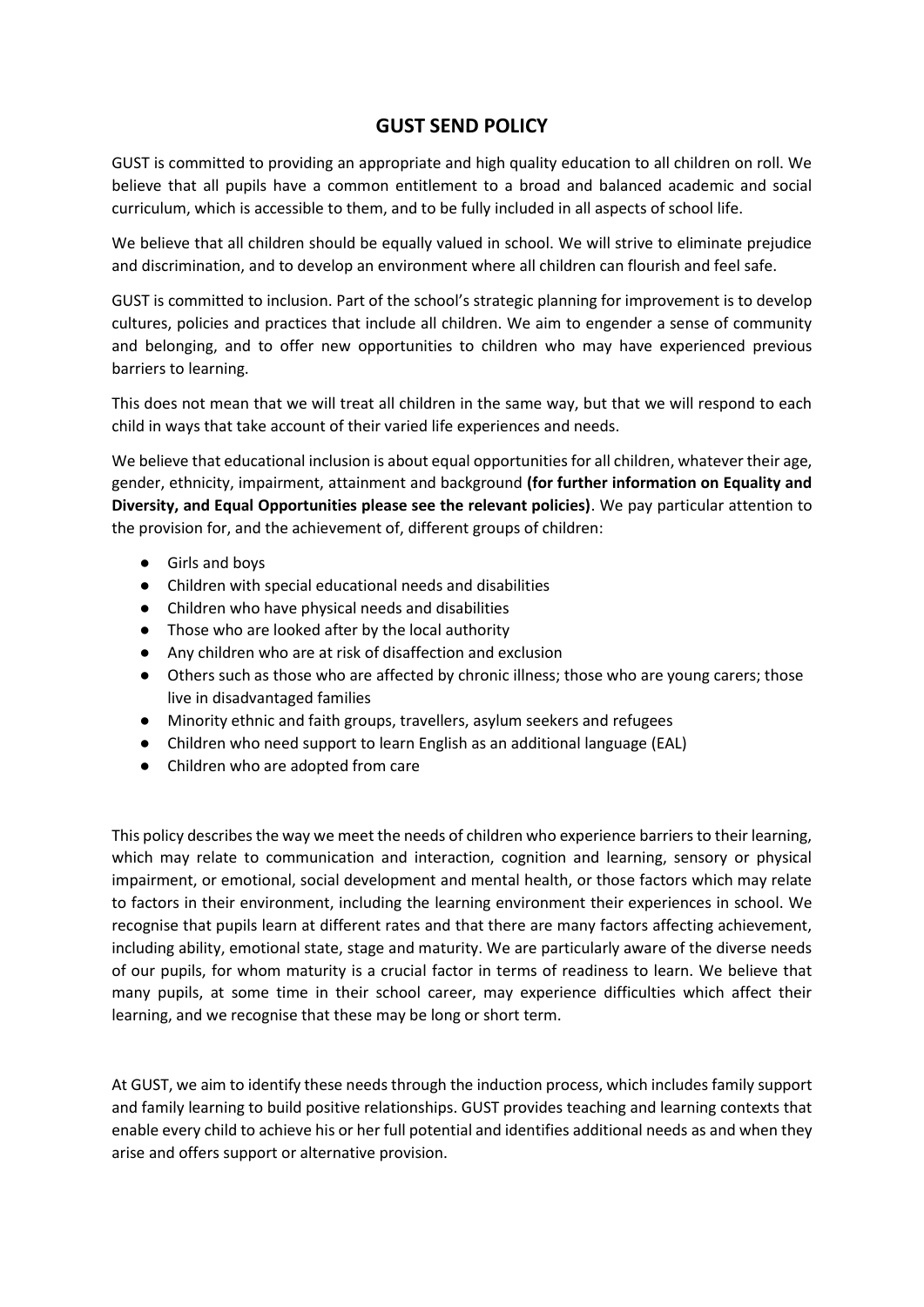# GUST SEND POLICY

GUST is committed to providing an appropriate and high quality education to all children on roll. We believe that all pupils have a common entitlement to a broad and balanced academic and social curriculum, which is accessible to them, and to be fully included in all aspects of school life.

We believe that all children should be equally valued in school. We will strive to eliminate prejudice and discrimination, and to develop an environment where all children can flourish and feel safe.

GUST is committed to inclusion. Part of the school's strategic planning for improvement is to develop cultures, policies and practices that include all children. We aim to engender a sense of community and belonging, and to offer new opportunities to children who may have experienced previous barriers to learning.

This does not mean that we will treat all children in the same way, but that we will respond to each child in ways that take account of their varied life experiences and needs.

We believe that educational inclusion is about equal opportunities for all children, whatever their age, gender, ethnicity, impairment, attainment and background **(for further information on Equality and Diversity, and Equal Opportunities please see the relevant policies)**. We pay particular attention to the provision for, and the achievement of, different groups of children:

- Girls and boys
- Children with special educational needs and disabilities
- Children who have physical needs and disabilities
- Those who are looked after by the local authority
- Any children who are at risk of disaffection and exclusion
- Others such as those who are affected by chronic illness; those who are young carers; those live in disadvantaged families
- Minority ethnic and faith groups, travellers, asylum seekers and refugees
- Children who need support to learn English as an additional language (EAL)
- Children who are adopted from care

This policy describes the way we meet the needs of children who experience barriers to their learning, which may relate to communication and interaction, cognition and learning, sensory or physical impairment, or emotional, social development and mental health, or those factors which may relate to factors in their environment, including the learning environment their experiences in school. We recognise that pupils learn at different rates and that there are many factors affecting achievement, including ability, emotional state, stage and maturity. We are particularly aware of the diverse needs of our pupils, for whom maturity is a crucial factor in terms of readiness to learn. We believe that many pupils, at some time in their school career, may experience difficulties which affect their learning, and we recognise that these may be long or short term.

At GUST, we aim to identify these needs through the induction process, which includes family support and family learning to build positive relationships. GUST provides teaching and learning contexts that enable every child to achieve his or her full potential and identifies additional needs as and when they arise and offers support or alternative provision.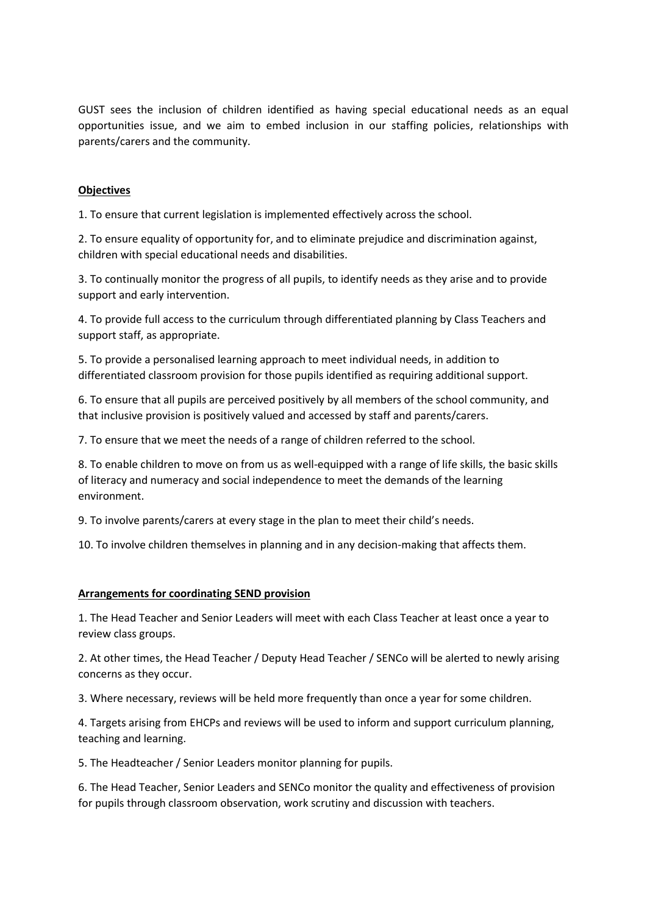GUST sees the inclusion of children identified as having special educational needs as an equal opportunities issue, and we aim to embed inclusion in our staffing policies, relationships with parents/carers and the community.

## Objectives

1. To ensure that current legislation is implemented effectively across the school.

2. To ensure equality of opportunity for, and to eliminate prejudice and discrimination against, children with special educational needs and disabilities.

3. To continually monitor the progress of all pupils, to identify needs as they arise and to provide support and early intervention.

4. To provide full access to the curriculum through differentiated planning by Class Teachers and support staff, as appropriate.

5. To provide a personalised learning approach to meet individual needs, in addition to differentiated classroom provision for those pupils identified as requiring additional support.

6. To ensure that all pupils are perceived positively by all members of the school community, and that inclusive provision is positively valued and accessed by staff and parents/carers.

7. To ensure that we meet the needs of a range of children referred to the school.

8. To enable children to move on from us as well-equipped with a range of life skills, the basic skills of literacy and numeracy and social independence to meet the demands of the learning environment.

9. To involve parents/carers at every stage in the plan to meet their child's needs.

10. To involve children themselves in planning and in any decision-making that affects them.

## Arrangements for coordinating SEND provision

1. The Head Teacher and Senior Leaders will meet with each Class Teacher at least once a year to review class groups.

2. At other times, the Head Teacher / Deputy Head Teacher / SENCo will be alerted to newly arising concerns as they occur.

3. Where necessary, reviews will be held more frequently than once a year for some children.

4. Targets arising from EHCPs and reviews will be used to inform and support curriculum planning, teaching and learning.

5. The Headteacher / Senior Leaders monitor planning for pupils.

6. The Head Teacher, Senior Leaders and SENCo monitor the quality and effectiveness of provision for pupils through classroom observation, work scrutiny and discussion with teachers.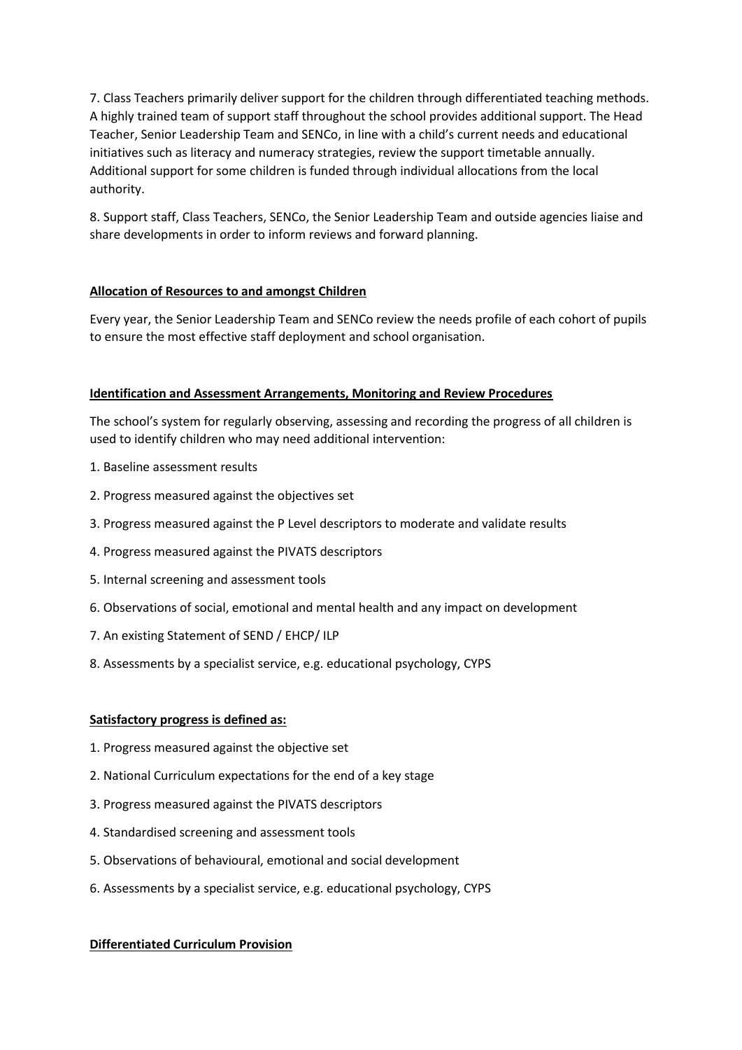7. Class Teachers primarily deliver support for the children through differentiated teaching methods. A highly trained team of support staff throughout the school provides additional support. The Head Teacher, Senior Leadership Team and SENCo, in line with a child's current needs and educational initiatives such as literacy and numeracy strategies, review the support timetable annually. Additional support for some children is funded through individual allocations from the local authority.

8. Support staff, Class Teachers, SENCo, the Senior Leadership Team and outside agencies liaise and share developments in order to inform reviews and forward planning.

**Allocation of Resources to and amongst Children**

Every year, the Senior Leadership Team and SENCo review the needs profile of each cohort of pupils to ensure the most effective staff deployment and school organisation.

**Identification and Assessment Arrangements, Monitoring and Review Procedures**

The school's system for regularly observing, assessing and recording the progress of all children is used to identify children who may need additional intervention:

1. Baseline assessment results
2. Progress measured against the objectives set
3. Progress measured against the P Level descriptors to moderate and validate results
4. Progress measured against the PIVATS descriptors
5. Internal screening and assessment tools
6. Observations of social, emotional and mental health and any impact on development
7. An existing Statement of SEND / EHCP/ ILP
8. Assessments by a specialist service, e.g. educational psychology, CYPS

**Satisfactory progress is defined as:**

1. Progress measured against the objective set
2. National Curriculum expectations for the end of a key stage
3. Progress measured against the PIVATS descriptors
4. Standardised screening and assessment tools
5. Observations of behavioural, emotional and social development
6. Assessments by a specialist service, e.g. educational psychology, CYPS

**Differentiated Curriculum Provision**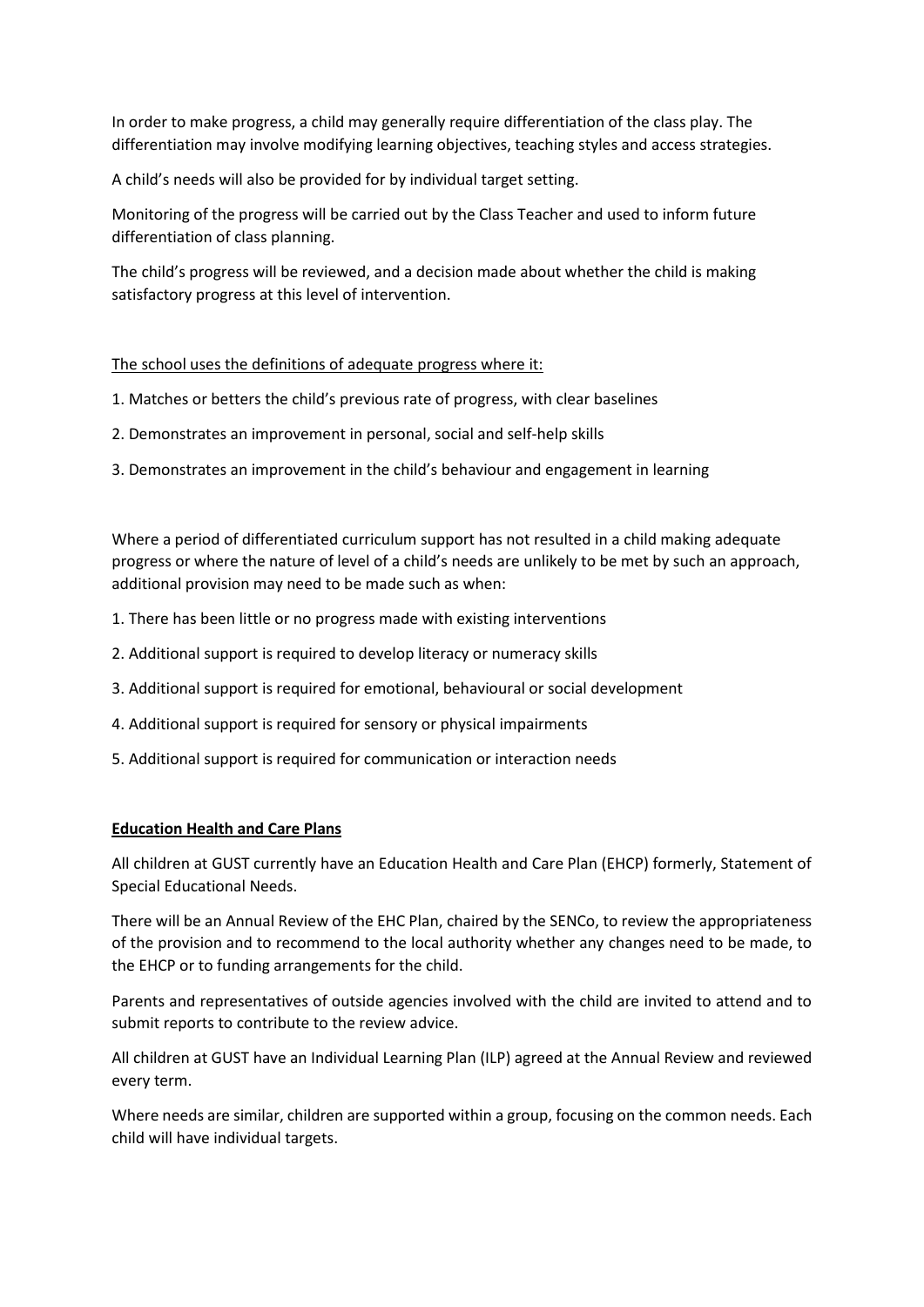In order to make progress, a child may generally require differentiation of the class play. The differentiation may involve modifying learning objectives, teaching styles and access strategies.

A child's needs will also be provided for by individual target setting.

Monitoring of the progress will be carried out by the Class Teacher and used to inform future differentiation of class planning.

The child's progress will be reviewed, and a decision made about whether the child is making satisfactory progress at this level of intervention.

<u>The school uses the definitions of adequate progress where it:</u>

1. Matches or betters the child's previous rate of progress, with clear baselines
2. Demonstrates an improvement in personal, social and self-help skills
3. Demonstrates an improvement in the child's behaviour and engagement in learning

Where a period of differentiated curriculum support has not resulted in a child making adequate progress or where the nature of level of a child's needs are unlikely to be met by such an approach, additional provision may need to be made such as when:

1. There has been little or no progress made with existing interventions
2. Additional support is required to develop literacy or numeracy skills
3. Additional support is required for emotional, behavioural or social development
4. Additional support is required for sensory or physical impairments
5. Additional support is required for communication or interaction needs

**<u>Education Health and Care Plans</u>**

All children at GUST currently have an Education Health and Care Plan (EHCP) formerly, Statement of Special Educational Needs.

There will be an Annual Review of the EHC Plan, chaired by the SENCo, to review the appropriateness of the provision and to recommend to the local authority whether any changes need to be made, to the EHCP or to funding arrangements for the child.

Parents and representatives of outside agencies involved with the child are invited to attend and to submit reports to contribute to the review advice.

All children at GUST have an Individual Learning Plan (ILP) agreed at the Annual Review and reviewed every term.

Where needs are similar, children are supported within a group, focusing on the common needs. Each child will have individual targets.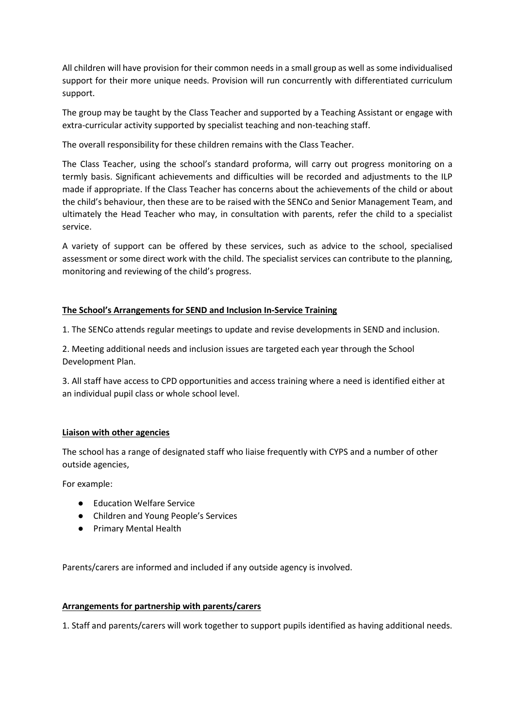All children will have provision for their common needs in a small group as well as some individualised support for their more unique needs. Provision will run concurrently with differentiated curriculum support.

The group may be taught by the Class Teacher and supported by a Teaching Assistant or engage with extra-curricular activity supported by specialist teaching and non-teaching staff.

The overall responsibility for these children remains with the Class Teacher.

The Class Teacher, using the school's standard proforma, will carry out progress monitoring on a termly basis. Significant achievements and difficulties will be recorded and adjustments to the ILP made if appropriate. If the Class Teacher has concerns about the achievements of the child or about the child's behaviour, then these are to be raised with the SENCo and Senior Management Team, and ultimately the Head Teacher who may, in consultation with parents, refer the child to a specialist service.

A variety of support can be offered by these services, such as advice to the school, specialised assessment or some direct work with the child. The specialist services can contribute to the planning, monitoring and reviewing of the child's progress.

## The School's Arrangements for SEND and Inclusion In-Service Training

1. The SENCo attends regular meetings to update and revise developments in SEND and inclusion.

2. Meeting additional needs and inclusion issues are targeted each year through the School Development Plan.

3. All staff have access to CPD opportunities and access training where a need is identified either at an individual pupil class or whole school level.

## Liaison with other agencies

The school has a range of designated staff who liaise frequently with CYPS and a number of other outside agencies,

For example:

- Education Welfare Service
- Children and Young People's Services
- Primary Mental Health

Parents/carers are informed and included if any outside agency is involved.

## Arrangements for partnership with parents/carers

1. Staff and parents/carers will work together to support pupils identified as having additional needs.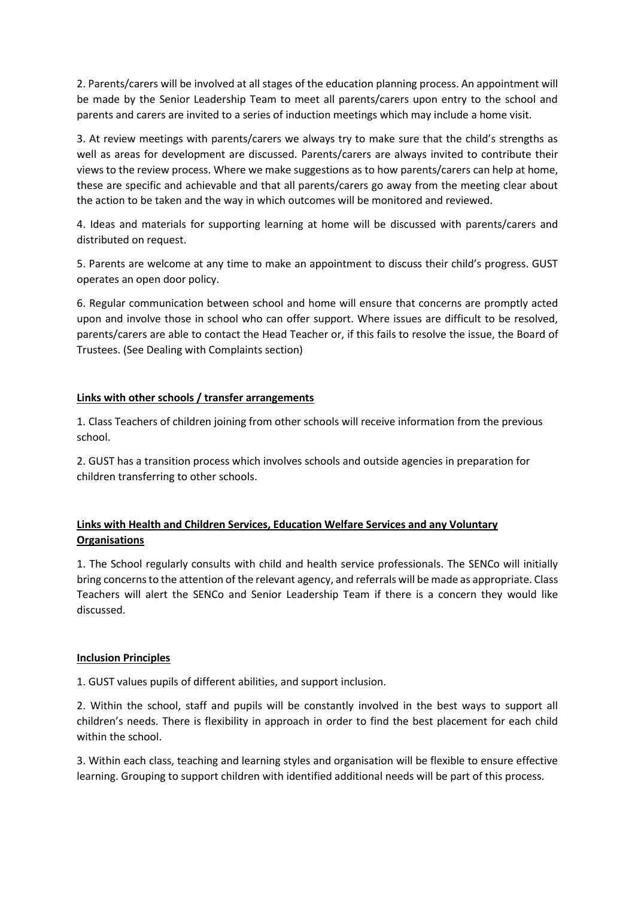2. Parents/carers will be involved at all stages of the education planning process. An appointment will be made by the Senior Leadership Team to meet all parents/carers upon entry to the school and parents and carers are invited to a series of induction meetings which may include a home visit.

3. At review meetings with parents/carers we always try to make sure that the child's strengths as well as areas for development are discussed. Parents/carers are always invited to contribute their views to the review process. Where we make suggestions as to how parents/carers can help at home, these are specific and achievable and that all parents/carers go away from the meeting clear about the action to be taken and the way in which outcomes will be monitored and reviewed.

4. Ideas and materials for supporting learning at home will be discussed with parents/carers and distributed on request.

5. Parents are welcome at any time to make an appointment to discuss their child's progress. GUST operates an open door policy.

6. Regular communication between school and home will ensure that concerns are promptly acted upon and involve those in school who can offer support. Where issues are difficult to be resolved, parents/carers are able to contact the Head Teacher or, if this fails to resolve the issue, the Board of Trustees. (See Dealing with Complaints section)

**Links with other schools / transfer arrangements**

1. Class Teachers of children joining from other schools will receive information from the previous school.

2. GUST has a transition process which involves schools and outside agencies in preparation for children transferring to other schools.

**Links with Health and Children Services, Education Welfare Services and any Voluntary Organisations**

1. The School regularly consults with child and health service professionals. The SENCo will initially bring concerns to the attention of the relevant agency, and referrals will be made as appropriate. Class Teachers will alert the SENCo and Senior Leadership Team if there is a concern they would like discussed.

**Inclusion Principles**

1. GUST values pupils of different abilities, and support inclusion.

2. Within the school, staff and pupils will be constantly involved in the best ways to support all children's needs. There is flexibility in approach in order to find the best placement for each child within the school.

3. Within each class, teaching and learning styles and organisation will be flexible to ensure effective learning. Grouping to support children with identified additional needs will be part of this process.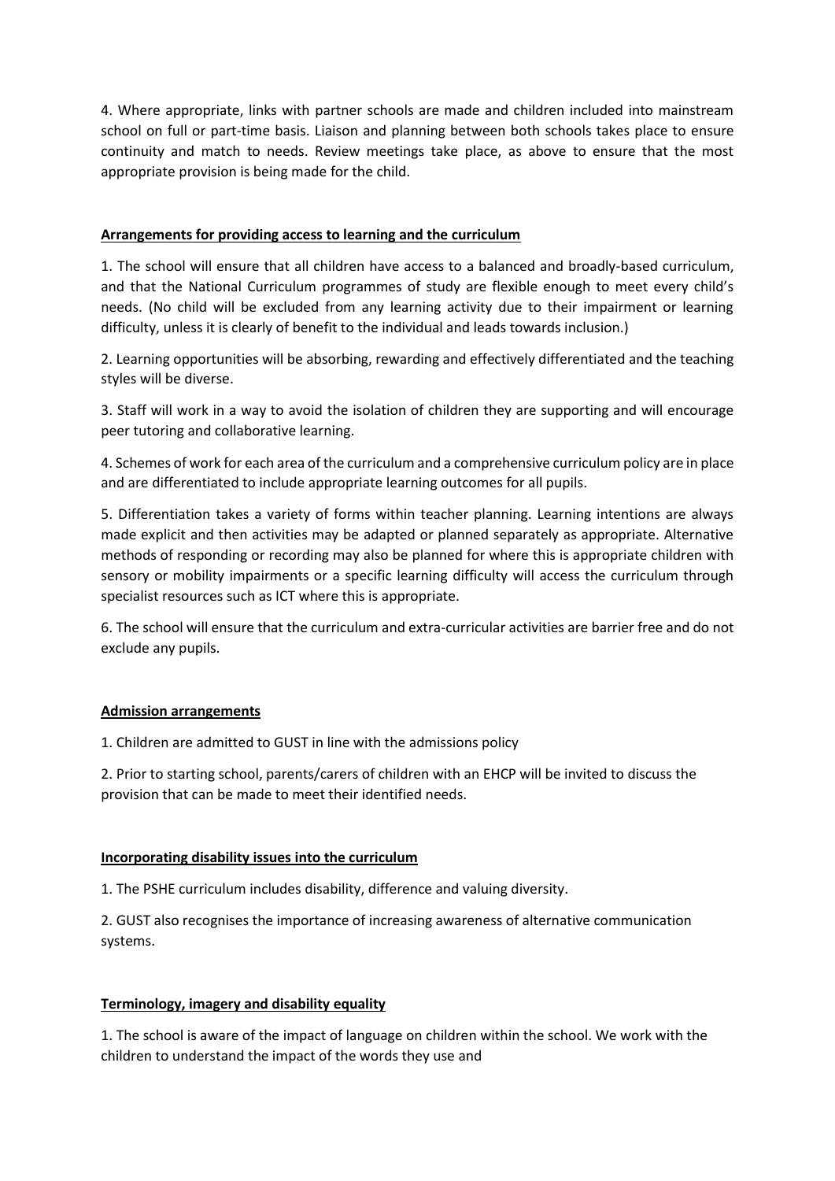4. Where appropriate, links with partner schools are made and children included into mainstream school on full or part-time basis. Liaison and planning between both schools takes place to ensure continuity and match to needs. Review meetings take place, as above to ensure that the most appropriate provision is being made for the child.

## Arrangements for providing access to learning and the curriculum

1. The school will ensure that all children have access to a balanced and broadly-based curriculum, and that the National Curriculum programmes of study are flexible enough to meet every child's needs. (No child will be excluded from any learning activity due to their impairment or learning difficulty, unless it is clearly of benefit to the individual and leads towards inclusion.)

2. Learning opportunities will be absorbing, rewarding and effectively differentiated and the teaching styles will be diverse.

3. Staff will work in a way to avoid the isolation of children they are supporting and will encourage peer tutoring and collaborative learning.

4. Schemes of work for each area of the curriculum and a comprehensive curriculum policy are in place and are differentiated to include appropriate learning outcomes for all pupils.

5. Differentiation takes a variety of forms within teacher planning. Learning intentions are always made explicit and then activities may be adapted or planned separately as appropriate. Alternative methods of responding or recording may also be planned for where this is appropriate children with sensory or mobility impairments or a specific learning difficulty will access the curriculum through specialist resources such as ICT where this is appropriate.

6. The school will ensure that the curriculum and extra-curricular activities are barrier free and do not exclude any pupils.

## Admission arrangements

1. Children are admitted to GUST in line with the admissions policy

2. Prior to starting school, parents/carers of children with an EHCP will be invited to discuss the provision that can be made to meet their identified needs.

## Incorporating disability issues into the curriculum

1. The PSHE curriculum includes disability, difference and valuing diversity.

2. GUST also recognises the importance of increasing awareness of alternative communication systems.

## Terminology, imagery and disability equality

1. The school is aware of the impact of language on children within the school. We work with the children to understand the impact of the words they use and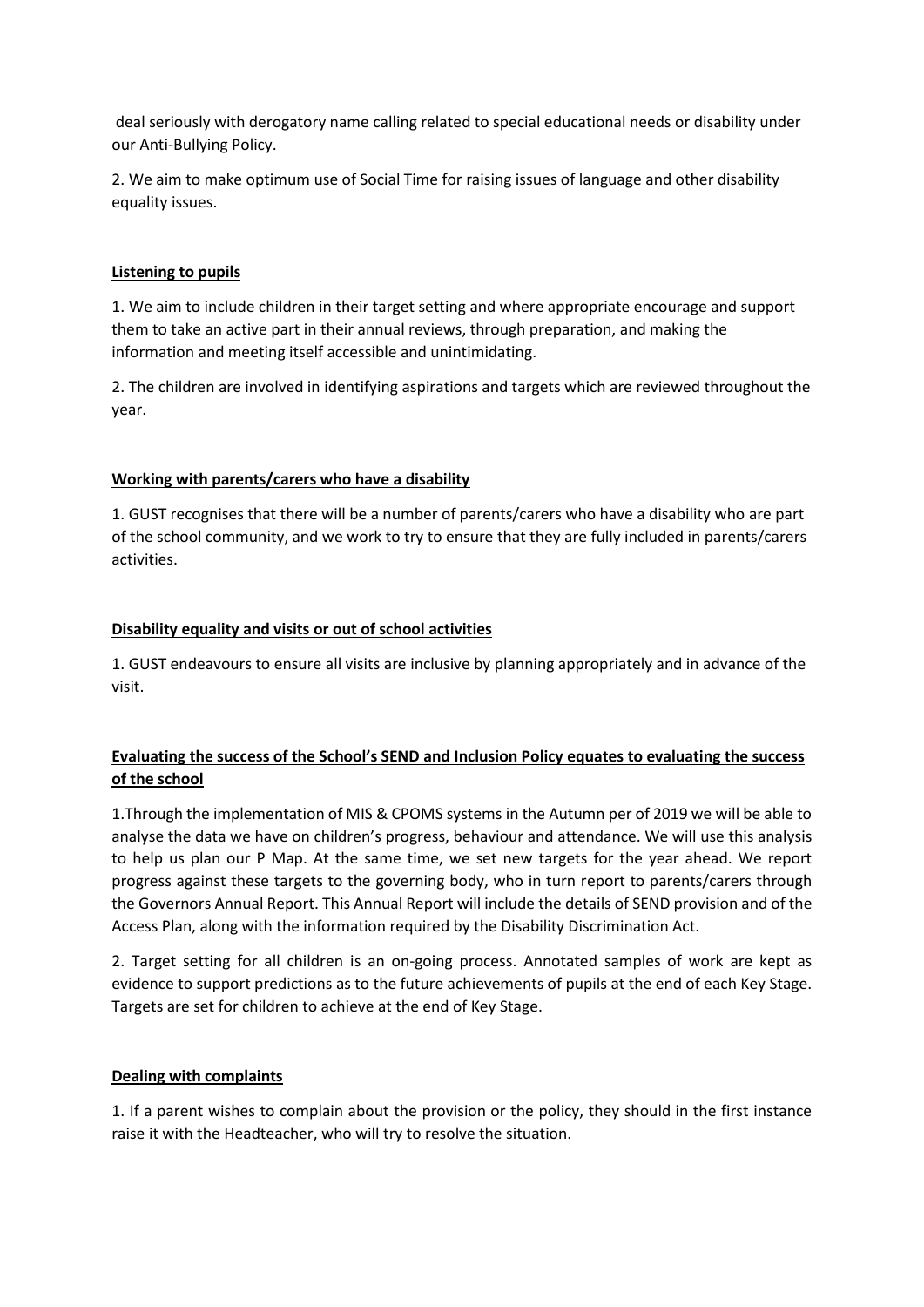deal seriously with derogatory name calling related to special educational needs or disability under our Anti-Bullying Policy.

2. We aim to make optimum use of Social Time for raising issues of language and other disability equality issues.

**Listening to pupils**

1. We aim to include children in their target setting and where appropriate encourage and support them to take an active part in their annual reviews, through preparation, and making the information and meeting itself accessible and unintimidating.

2. The children are involved in identifying aspirations and targets which are reviewed throughout the year.

**Working with parents/carers who have a disability**

1. GUST recognises that there will be a number of parents/carers who have a disability who are part of the school community, and we work to try to ensure that they are fully included in parents/carers activities.

**Disability equality and visits or out of school activities**

1. GUST endeavours to ensure all visits are inclusive by planning appropriately and in advance of the visit.

**Evaluating the success of the School's SEND and Inclusion Policy equates to evaluating the success of the school**

1.Through the implementation of MIS & CPOMS systems in the Autumn per of 2019 we will be able to analyse the data we have on children's progress, behaviour and attendance. We will use this analysis to help us plan our P Map. At the same time, we set new targets for the year ahead. We report progress against these targets to the governing body, who in turn report to parents/carers through the Governors Annual Report. This Annual Report will include the details of SEND provision and of the Access Plan, along with the information required by the Disability Discrimination Act.

2. Target setting for all children is an on-going process. Annotated samples of work are kept as evidence to support predictions as to the future achievements of pupils at the end of each Key Stage. Targets are set for children to achieve at the end of Key Stage.

**Dealing with complaints**

1. If a parent wishes to complain about the provision or the policy, they should in the first instance raise it with the Headteacher, who will try to resolve the situation.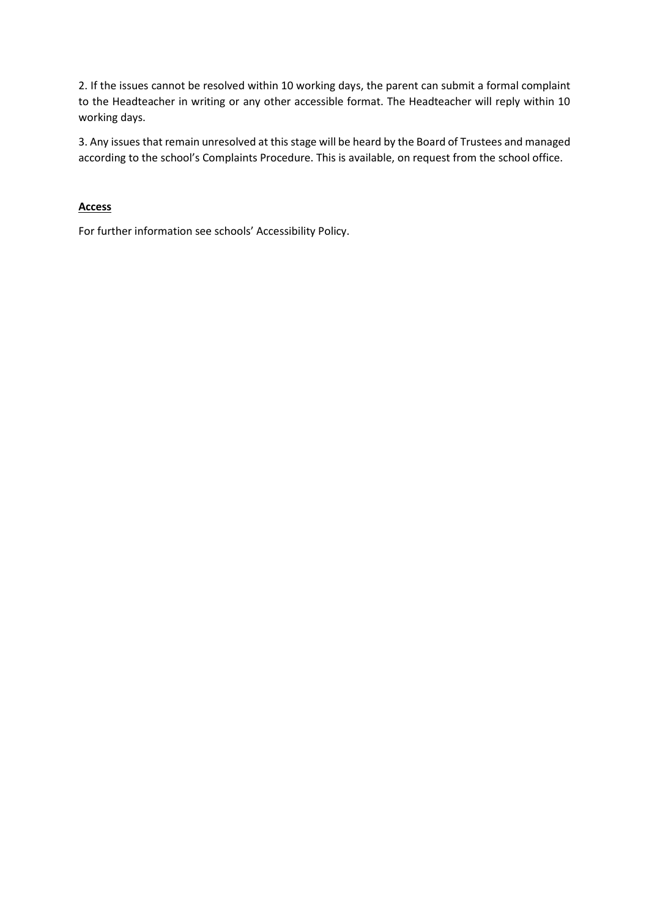2. If the issues cannot be resolved within 10 working days, the parent can submit a formal complaint to the Headteacher in writing or any other accessible format. The Headteacher will reply within 10 working days.

3. Any issues that remain unresolved at this stage will be heard by the Board of Trustees and managed according to the school's Complaints Procedure. This is available, on request from the school office.

**Access**

For further information see schools' Accessibility Policy.